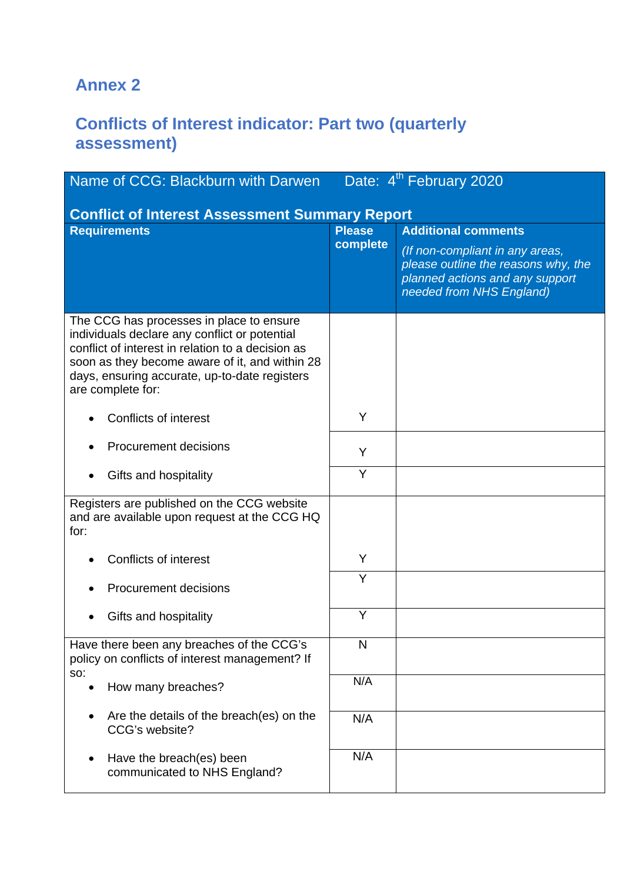## Annex 2

## Conflicts of Interest indicator: Part two (quarterly assessment)

| Name of CCG: Blackburn with Darwen Date: 4th February 2020 | | |
|---|---|---|
| **Conflict of Interest Assessment Summary Report** | | |
| **Requirements** | **Please complete** | **Additional comments** *(If non-compliant in any areas, please outline the reasons why, the planned actions and any support needed from NHS England)* |
| The CCG has processes in place to ensure individuals declare any conflict or potential conflict of interest in relation to a decision as soon as they become aware of it, and within 28 days, ensuring accurate, up-to-date registers are complete for: | | |
| • Conflicts of interest | Y | |
| • Procurement decisions | Y | |
| • Gifts and hospitality | Y | |
| Registers are published on the CCG website and are available upon request at the CCG HQ for: | | |
| • Conflicts of interest | Y | |
| • Procurement decisions | Y | |
| • Gifts and hospitality | Y | |
| Have there been any breaches of the CCG's policy on conflicts of interest management? If so: | N | |
| • How many breaches? | N/A | |
| • Are the details of the breach(es) on the CCG's website? | N/A | |
| • Have the breach(es) been communicated to NHS England? | N/A | |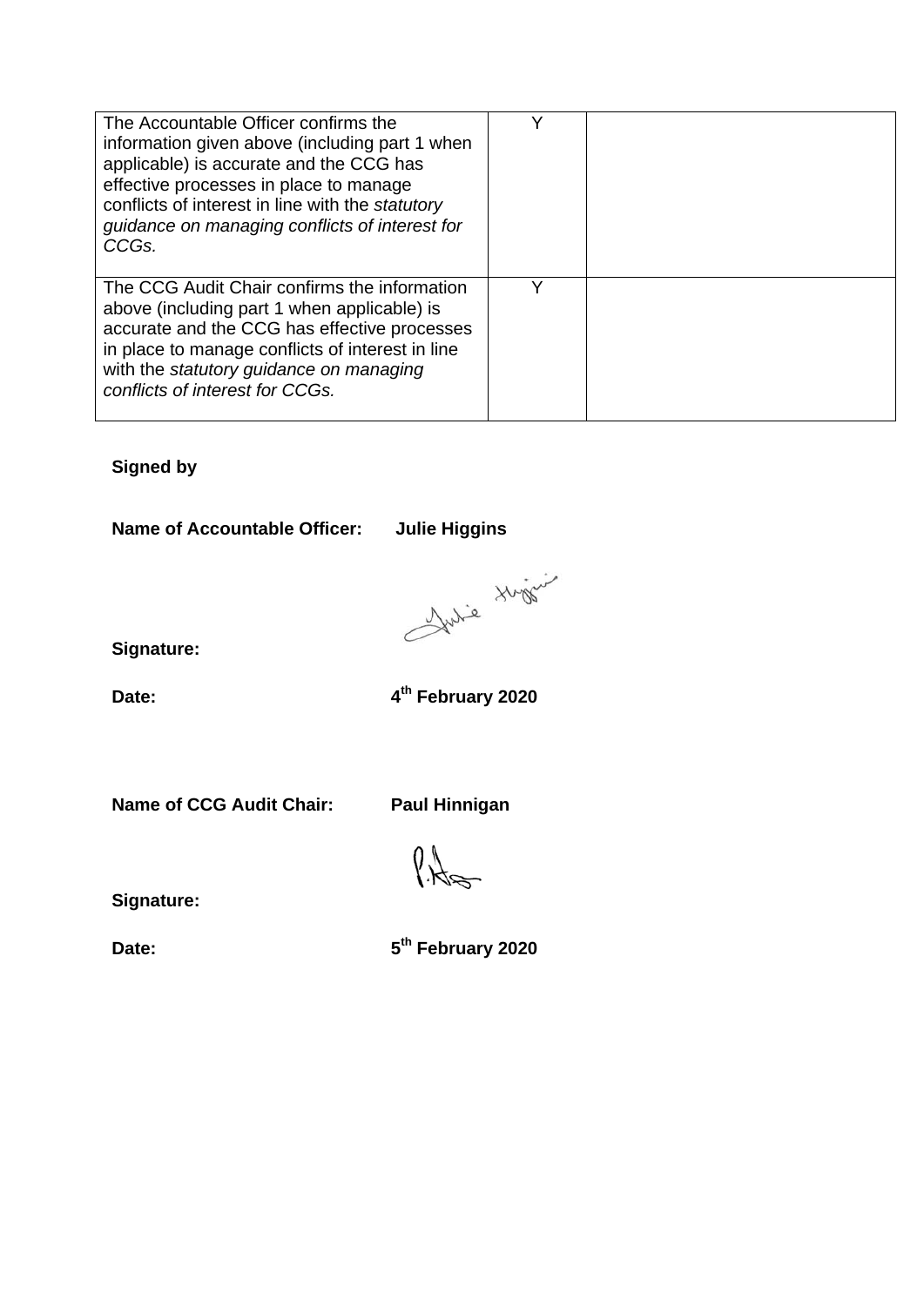| | | |
|---|---|---|
| The Accountable Officer confirms the information given above (including part 1 when applicable) is accurate and the CCG has effective processes in place to manage conflicts of interest in line with the *statutory guidance on managing conflicts of interest for CCGs.* | Y | |
| The CCG Audit Chair confirms the information above (including part 1 when applicable) is accurate and the CCG has effective processes in place to manage conflicts of interest in line with the *statutory guidance on managing conflicts of interest for CCGs.* | Y | |

**Signed by**

**Name of Accountable Officer:** **Julie Higgins**

**Signature:**

**Date:** **4th February 2020**

**Name of CCG Audit Chair:** **Paul Hinnigan**

**Signature:**

**Date:** **5th February 2020**